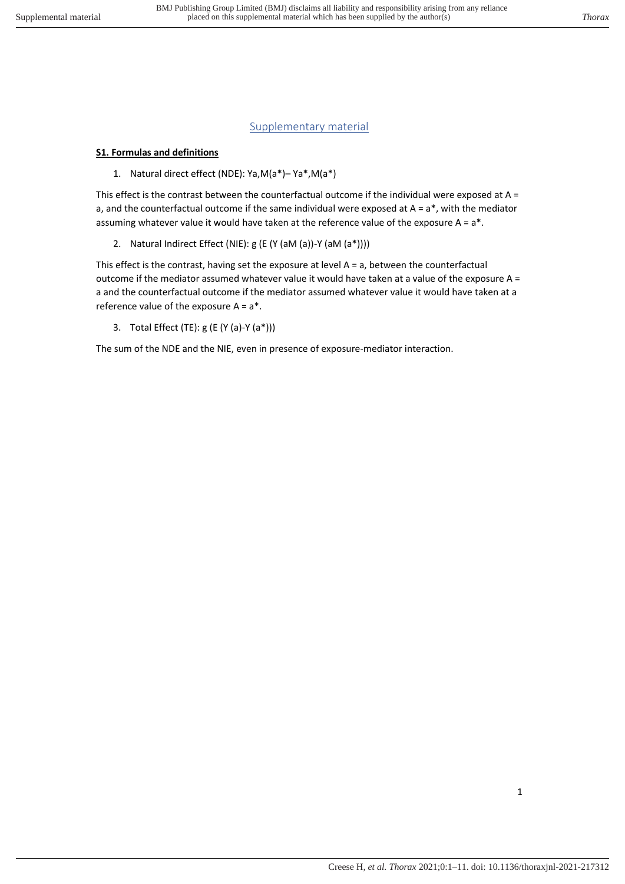# Supplementary material

**S1. Formulas and definitions**

1. Natural direct effect (NDE): $Y_{a,M(a^*)} – Y_{a^*,M(a^*)}$

This effect is the contrast between the counterfactual outcome if the individual were exposed at A = a, and the counterfactual outcome if the same individual were exposed at A = a*, with the mediator assuming whatever value it would have taken at the reference value of the exposure A = a*.

2. Natural Indirect Effect (NIE): g (E (Y (aM (a))-Y (aM (a*))))

This effect is the contrast, having set the exposure at level A = a, between the counterfactual outcome if the mediator assumed whatever value it would have taken at a value of the exposure A = a and the counterfactual outcome if the mediator assumed whatever value it would have taken at a reference value of the exposure A = a*.

3. Total Effect (TE): g (E (Y (a)-Y (a*)))

The sum of the NDE and the NIE, even in presence of exposure-mediator interaction.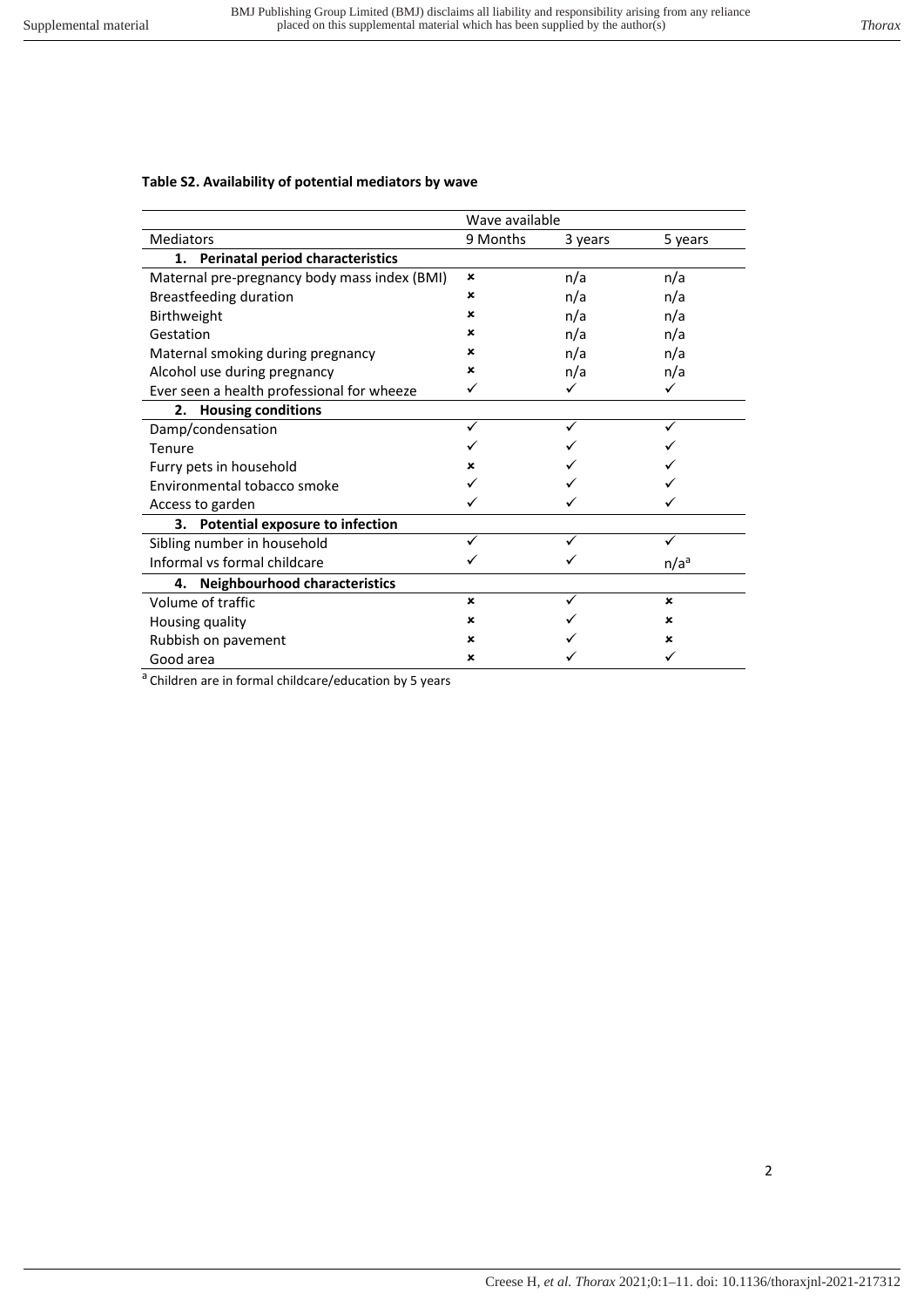**Table S2. Availability of potential mediators by wave**

| | Wave available | | |
|---|---|---|---|
| Mediators | 9 Months | 3 years | 5 years |
| **1. Perinatal period characteristics** | | | |
| Maternal pre-pregnancy body mass index (BMI) | ✗ | n/a | n/a |
| Breastfeeding duration | ✗ | n/a | n/a |
| Birthweight | ✗ | n/a | n/a |
| Gestation | ✗ | n/a | n/a |
| Maternal smoking during pregnancy | ✗ | n/a | n/a |
| Alcohol use during pregnancy | ✗ | n/a | n/a |
| Ever seen a health professional for wheeze | ✓ | ✓ | ✓ |
| **2. Housing conditions** | | | |
| Damp/condensation | ✓ | ✓ | ✓ |
| Tenure | ✓ | ✓ | ✓ |
| Furry pets in household | ✗ | ✓ | ✓ |
| Environmental tobacco smoke | ✓ | ✓ | ✓ |
| Access to garden | ✓ | ✓ | ✓ |
| **3. Potential exposure to infection** | | | |
| Sibling number in household | ✓ | ✓ | ✓ |
| Informal vs formal childcare | ✓ | ✓ | n/a[a] |
| **4. Neighbourhood characteristics** | | | |
| Volume of traffic | ✗ | ✓ | ✗ |
| Housing quality | ✗ | ✓ | ✗ |
| Rubbish on pavement | ✗ | ✓ | ✗ |
| Good area | ✗ | ✓ | ✓ |

[a] Children are in formal childcare/education by 5 years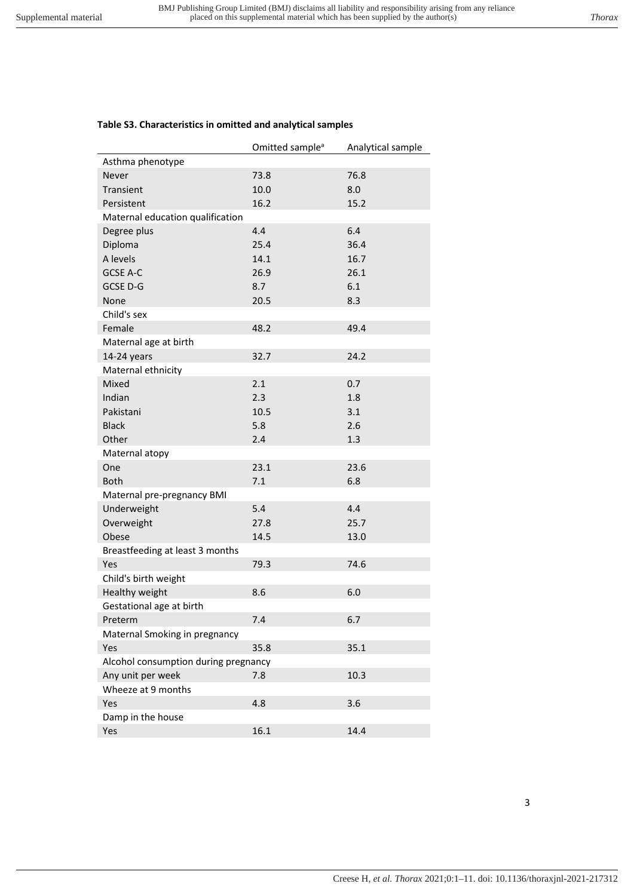**Table S3. Characteristics in omitted and analytical samples**

| | Omitted sample[a] | Analytical sample |
|---|---|---|
| Asthma phenotype | | |
| Never | 73.8 | 76.8 |
| Transient | 10.0 | 8.0 |
| Persistent | 16.2 | 15.2 |
| Maternal education qualification | | |
| Degree plus | 4.4 | 6.4 |
| Diploma | 25.4 | 36.4 |
| A levels | 14.1 | 16.7 |
| GCSE A-C | 26.9 | 26.1 |
| GCSE D-G | 8.7 | 6.1 |
| None | 20.5 | 8.3 |
| Child's sex | | |
| Female | 48.2 | 49.4 |
| Maternal age at birth | | |
| 14-24 years | 32.7 | 24.2 |
| Maternal ethnicity | | |
| Mixed | 2.1 | 0.7 |
| Indian | 2.3 | 1.8 |
| Pakistani | 10.5 | 3.1 |
| Black | 5.8 | 2.6 |
| Other | 2.4 | 1.3 |
| Maternal atopy | | |
| One | 23.1 | 23.6 |
| Both | 7.1 | 6.8 |
| Maternal pre-pregnancy BMI | | |
| Underweight | 5.4 | 4.4 |
| Overweight | 27.8 | 25.7 |
| Obese | 14.5 | 13.0 |
| Breastfeeding at least 3 months | | |
| Yes | 79.3 | 74.6 |
| Child's birth weight | | |
| Healthy weight | 8.6 | 6.0 |
| Gestational age at birth | | |
| Preterm | 7.4 | 6.7 |
| Maternal Smoking in pregnancy | | |
| Yes | 35.8 | 35.1 |
| Alcohol consumption during pregnancy | | |
| Any unit per week | 7.8 | 10.3 |
| Wheeze at 9 months | | |
| Yes | 4.8 | 3.6 |
| Damp in the house | | |
| Yes | 16.1 | 14.4 |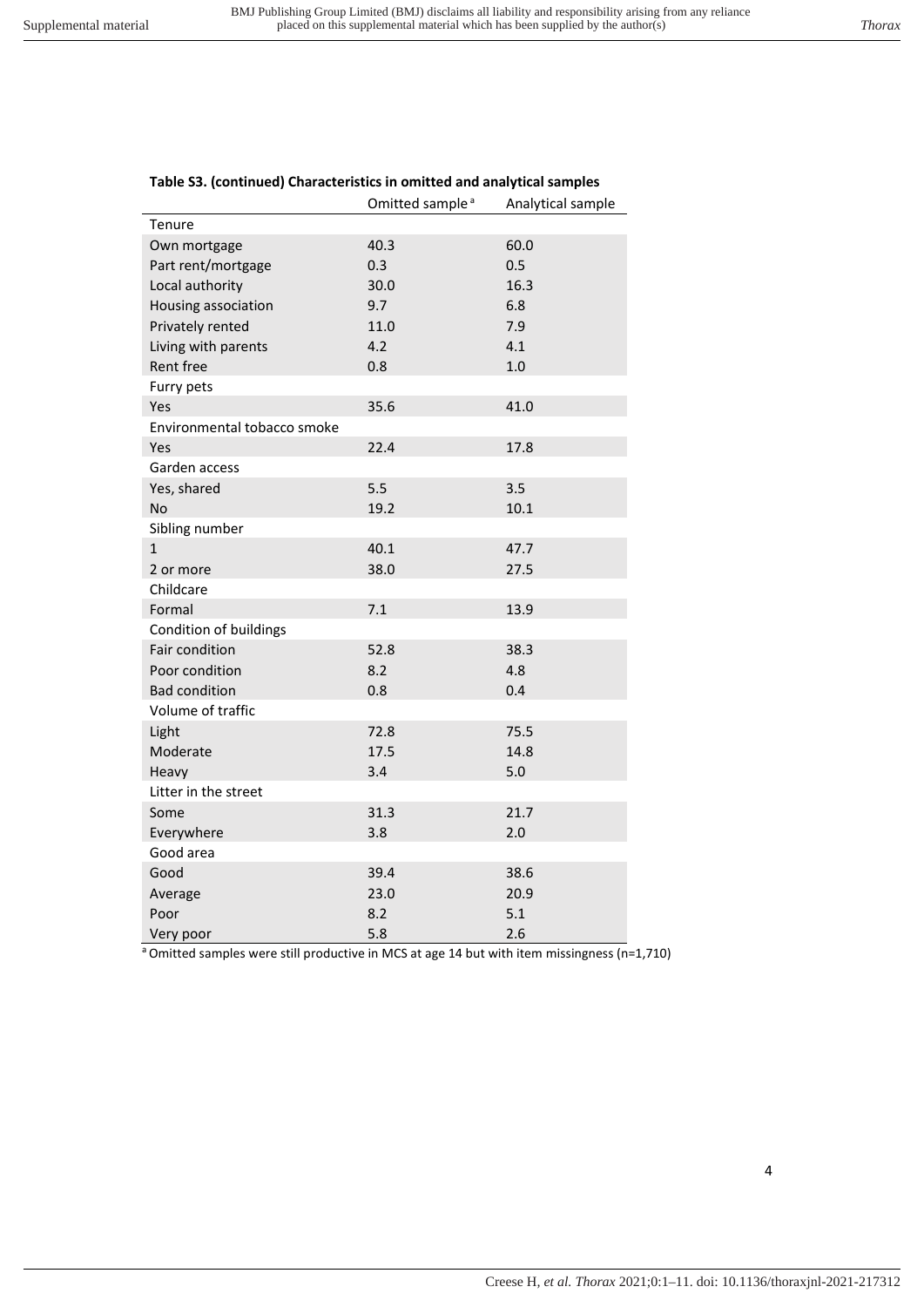**Table S3. (continued) Characteristics in omitted and analytical samples**

| | Omitted sample [a] | Analytical sample |
|---|---|---|
| Tenure | | |
| Own mortgage | 40.3 | 60.0 |
| Part rent/mortgage | 0.3 | 0.5 |
| Local authority | 30.0 | 16.3 |
| Housing association | 9.7 | 6.8 |
| Privately rented | 11.0 | 7.9 |
| Living with parents | 4.2 | 4.1 |
| Rent free | 0.8 | 1.0 |
| Furry pets | | |
| Yes | 35.6 | 41.0 |
| Environmental tobacco smoke | | |
| Yes | 22.4 | 17.8 |
| Garden access | | |
| Yes, shared | 5.5 | 3.5 |
| No | 19.2 | 10.1 |
| Sibling number | | |
| 1 | 40.1 | 47.7 |
| 2 or more | 38.0 | 27.5 |
| Childcare | | |
| Formal | 7.1 | 13.9 |
| Condition of buildings | | |
| Fair condition | 52.8 | 38.3 |
| Poor condition | 8.2 | 4.8 |
| Bad condition | 0.8 | 0.4 |
| Volume of traffic | | |
| Light | 72.8 | 75.5 |
| Moderate | 17.5 | 14.8 |
| Heavy | 3.4 | 5.0 |
| Litter in the street | | |
| Some | 31.3 | 21.7 |
| Everywhere | 3.8 | 2.0 |
| Good area | | |
| Good | 39.4 | 38.6 |
| Average | 23.0 | 20.9 |
| Poor | 8.2 | 5.1 |
| Very poor | 5.8 | 2.6 |

[a] Omitted samples were still productive in MCS at age 14 but with item missingness (n=1,710)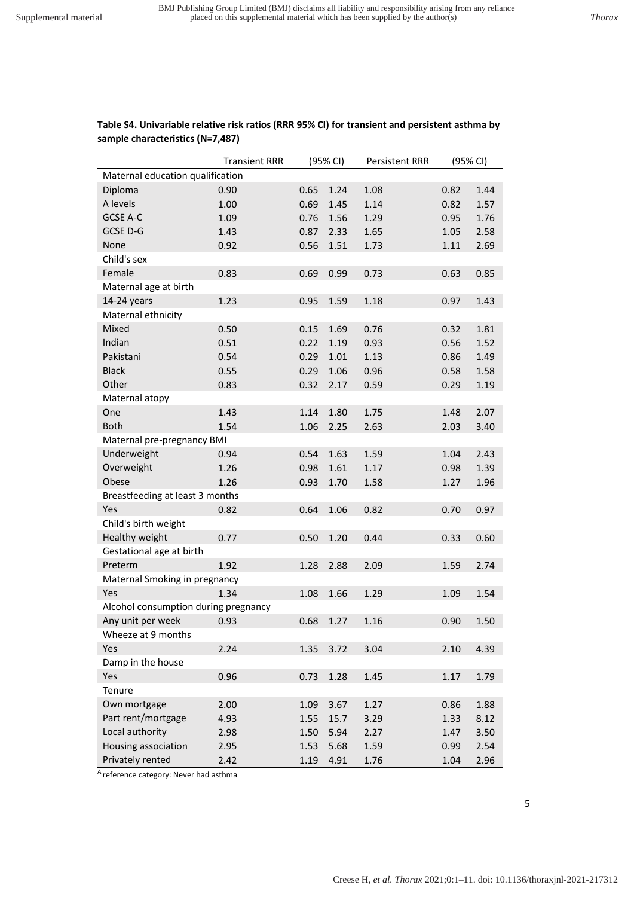**Table S4. Univariable relative risk ratios (RRR 95% CI) for transient and persistent asthma by sample characteristics (N=7,487)**

| | Transient RRR | (95% CI) | | Persistent RRR | (95% CI) | |
|---|---|---|---|---|---|---|
| Maternal education qualification | | | | | | |
| Diploma | 0.90 | 0.65 | 1.24 | 1.08 | 0.82 | 1.44 |
| A levels | 1.00 | 0.69 | 1.45 | 1.14 | 0.82 | 1.57 |
| GCSE A-C | 1.09 | 0.76 | 1.56 | 1.29 | 0.95 | 1.76 |
| GCSE D-G | 1.43 | 0.87 | 2.33 | 1.65 | 1.05 | 2.58 |
| None | 0.92 | 0.56 | 1.51 | 1.73 | 1.11 | 2.69 |
| Child's sex | | | | | | |
| Female | 0.83 | 0.69 | 0.99 | 0.73 | 0.63 | 0.85 |
| Maternal age at birth | | | | | | |
| 14-24 years | 1.23 | 0.95 | 1.59 | 1.18 | 0.97 | 1.43 |
| Maternal ethnicity | | | | | | |
| Mixed | 0.50 | 0.15 | 1.69 | 0.76 | 0.32 | 1.81 |
| Indian | 0.51 | 0.22 | 1.19 | 0.93 | 0.56 | 1.52 |
| Pakistani | 0.54 | 0.29 | 1.01 | 1.13 | 0.86 | 1.49 |
| Black | 0.55 | 0.29 | 1.06 | 0.96 | 0.58 | 1.58 |
| Other | 0.83 | 0.32 | 2.17 | 0.59 | 0.29 | 1.19 |
| Maternal atopy | | | | | | |
| One | 1.43 | 1.14 | 1.80 | 1.75 | 1.48 | 2.07 |
| Both | 1.54 | 1.06 | 2.25 | 2.63 | 2.03 | 3.40 |
| Maternal pre-pregnancy BMI | | | | | | |
| Underweight | 0.94 | 0.54 | 1.63 | 1.59 | 1.04 | 2.43 |
| Overweight | 1.26 | 0.98 | 1.61 | 1.17 | 0.98 | 1.39 |
| Obese | 1.26 | 0.93 | 1.70 | 1.58 | 1.27 | 1.96 |
| Breastfeeding at least 3 months | | | | | | |
| Yes | 0.82 | 0.64 | 1.06 | 0.82 | 0.70 | 0.97 |
| Child's birth weight | | | | | | |
| Healthy weight | 0.77 | 0.50 | 1.20 | 0.44 | 0.33 | 0.60 |
| Gestational age at birth | | | | | | |
| Preterm | 1.92 | 1.28 | 2.88 | 2.09 | 1.59 | 2.74 |
| Maternal Smoking in pregnancy | | | | | | |
| Yes | 1.34 | 1.08 | 1.66 | 1.29 | 1.09 | 1.54 |
| Alcohol consumption during pregnancy | | | | | | |
| Any unit per week | 0.93 | 0.68 | 1.27 | 1.16 | 0.90 | 1.50 |
| Wheeze at 9 months | | | | | | |
| Yes | 2.24 | 1.35 | 3.72 | 3.04 | 2.10 | 4.39 |
| Damp in the house | | | | | | |
| Yes | 0.96 | 0.73 | 1.28 | 1.45 | 1.17 | 1.79 |
| Tenure | | | | | | |
| Own mortgage | 2.00 | 1.09 | 3.67 | 1.27 | 0.86 | 1.88 |
| Part rent/mortgage | 4.93 | 1.55 | 15.7 | 3.29 | 1.33 | 8.12 |
| Local authority | 2.98 | 1.50 | 5.94 | 2.27 | 1.47 | 3.50 |
| Housing association | 2.95 | 1.53 | 5.68 | 1.59 | 0.99 | 2.54 |
| Privately rented | 2.42 | 1.19 | 4.91 | 1.76 | 1.04 | 2.96 |

[A] reference category: Never had asthma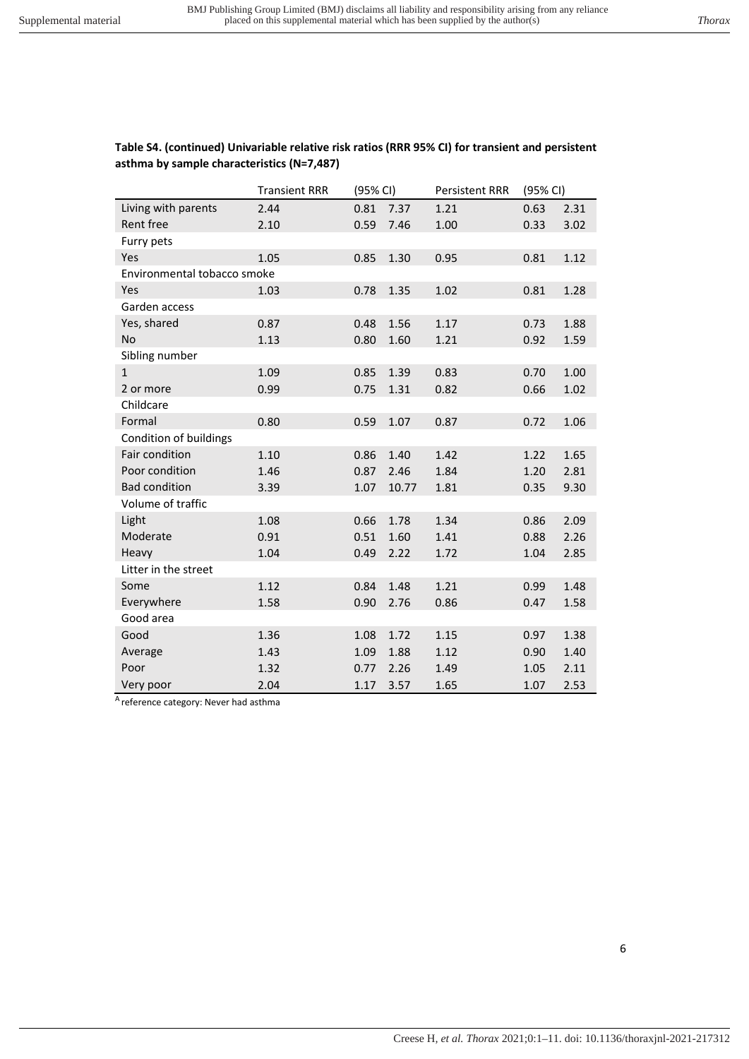**Table S4. (continued) Univariable relative risk ratios (RRR 95% CI) for transient and persistent asthma by sample characteristics (N=7,487)**

| | Transient RRR | (95% CI) | | Persistent RRR | (95% CI) | |
|---|---|---|---|---|---|---|
| Living with parents | 2.44 | 0.81 | 7.37 | 1.21 | 0.63 | 2.31 |
| Rent free | 2.10 | 0.59 | 7.46 | 1.00 | 0.33 | 3.02 |
| Furry pets | | | | | | |
| Yes | 1.05 | 0.85 | 1.30 | 0.95 | 0.81 | 1.12 |
| Environmental tobacco smoke | | | | | | |
| Yes | 1.03 | 0.78 | 1.35 | 1.02 | 0.81 | 1.28 |
| Garden access | | | | | | |
| Yes, shared | 0.87 | 0.48 | 1.56 | 1.17 | 0.73 | 1.88 |
| No | 1.13 | 0.80 | 1.60 | 1.21 | 0.92 | 1.59 |
| Sibling number | | | | | | |
| 1 | 1.09 | 0.85 | 1.39 | 0.83 | 0.70 | 1.00 |
| 2 or more | 0.99 | 0.75 | 1.31 | 0.82 | 0.66 | 1.02 |
| Childcare | | | | | | |
| Formal | 0.80 | 0.59 | 1.07 | 0.87 | 0.72 | 1.06 |
| Condition of buildings | | | | | | |
| Fair condition | 1.10 | 0.86 | 1.40 | 1.42 | 1.22 | 1.65 |
| Poor condition | 1.46 | 0.87 | 2.46 | 1.84 | 1.20 | 2.81 |
| Bad condition | 3.39 | 1.07 | 10.77 | 1.81 | 0.35 | 9.30 |
| Volume of traffic | | | | | | |
| Light | 1.08 | 0.66 | 1.78 | 1.34 | 0.86 | 2.09 |
| Moderate | 0.91 | 0.51 | 1.60 | 1.41 | 0.88 | 2.26 |
| Heavy | 1.04 | 0.49 | 2.22 | 1.72 | 1.04 | 2.85 |
| Litter in the street | | | | | | |
| Some | 1.12 | 0.84 | 1.48 | 1.21 | 0.99 | 1.48 |
| Everywhere | 1.58 | 0.90 | 2.76 | 0.86 | 0.47 | 1.58 |
| Good area | | | | | | |
| Good | 1.36 | 1.08 | 1.72 | 1.15 | 0.97 | 1.38 |
| Average | 1.43 | 1.09 | 1.88 | 1.12 | 0.90 | 1.40 |
| Poor | 1.32 | 0.77 | 2.26 | 1.49 | 1.05 | 2.11 |
| Very poor | 2.04 | 1.17 | 3.57 | 1.65 | 1.07 | 2.53 |

[A] reference category: Never had asthma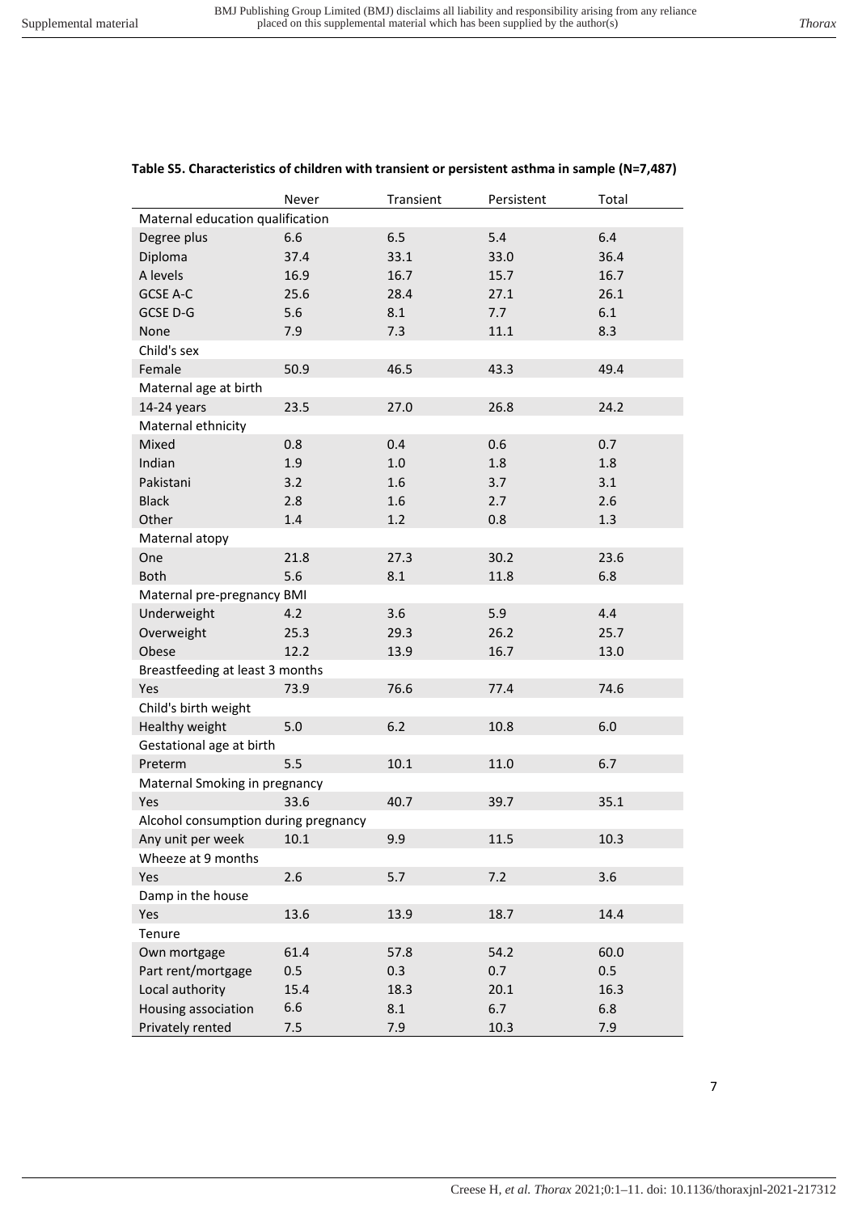**Table S5. Characteristics of children with transient or persistent asthma in sample (N=7,487)**

| | Never | Transient | Persistent | Total |
|---|---|---|---|---|
| Maternal education qualification | | | | |
| Degree plus | 6.6 | 6.5 | 5.4 | 6.4 |
| Diploma | 37.4 | 33.1 | 33.0 | 36.4 |
| A levels | 16.9 | 16.7 | 15.7 | 16.7 |
| GCSE A-C | 25.6 | 28.4 | 27.1 | 26.1 |
| GCSE D-G | 5.6 | 8.1 | 7.7 | 6.1 |
| None | 7.9 | 7.3 | 11.1 | 8.3 |
| Child's sex | | | | |
| Female | 50.9 | 46.5 | 43.3 | 49.4 |
| Maternal age at birth | | | | |
| 14-24 years | 23.5 | 27.0 | 26.8 | 24.2 |
| Maternal ethnicity | | | | |
| Mixed | 0.8 | 0.4 | 0.6 | 0.7 |
| Indian | 1.9 | 1.0 | 1.8 | 1.8 |
| Pakistani | 3.2 | 1.6 | 3.7 | 3.1 |
| Black | 2.8 | 1.6 | 2.7 | 2.6 |
| Other | 1.4 | 1.2 | 0.8 | 1.3 |
| Maternal atopy | | | | |
| One | 21.8 | 27.3 | 30.2 | 23.6 |
| Both | 5.6 | 8.1 | 11.8 | 6.8 |
| Maternal pre-pregnancy BMI | | | | |
| Underweight | 4.2 | 3.6 | 5.9 | 4.4 |
| Overweight | 25.3 | 29.3 | 26.2 | 25.7 |
| Obese | 12.2 | 13.9 | 16.7 | 13.0 |
| Breastfeeding at least 3 months | | | | |
| Yes | 73.9 | 76.6 | 77.4 | 74.6 |
| Child's birth weight | | | | |
| Healthy weight | 5.0 | 6.2 | 10.8 | 6.0 |
| Gestational age at birth | | | | |
| Preterm | 5.5 | 10.1 | 11.0 | 6.7 |
| Maternal Smoking in pregnancy | | | | |
| Yes | 33.6 | 40.7 | 39.7 | 35.1 |
| Alcohol consumption during pregnancy | | | | |
| Any unit per week | 10.1 | 9.9 | 11.5 | 10.3 |
| Wheeze at 9 months | | | | |
| Yes | 2.6 | 5.7 | 7.2 | 3.6 |
| Damp in the house | | | | |
| Yes | 13.6 | 13.9 | 18.7 | 14.4 |
| Tenure | | | | |
| Own mortgage | 61.4 | 57.8 | 54.2 | 60.0 |
| Part rent/mortgage | 0.5 | 0.3 | 0.7 | 0.5 |
| Local authority | 15.4 | 18.3 | 20.1 | 16.3 |
| Housing association | 6.6 | 8.1 | 6.7 | 6.8 |
| Privately rented | 7.5 | 7.9 | 10.3 | 7.9 |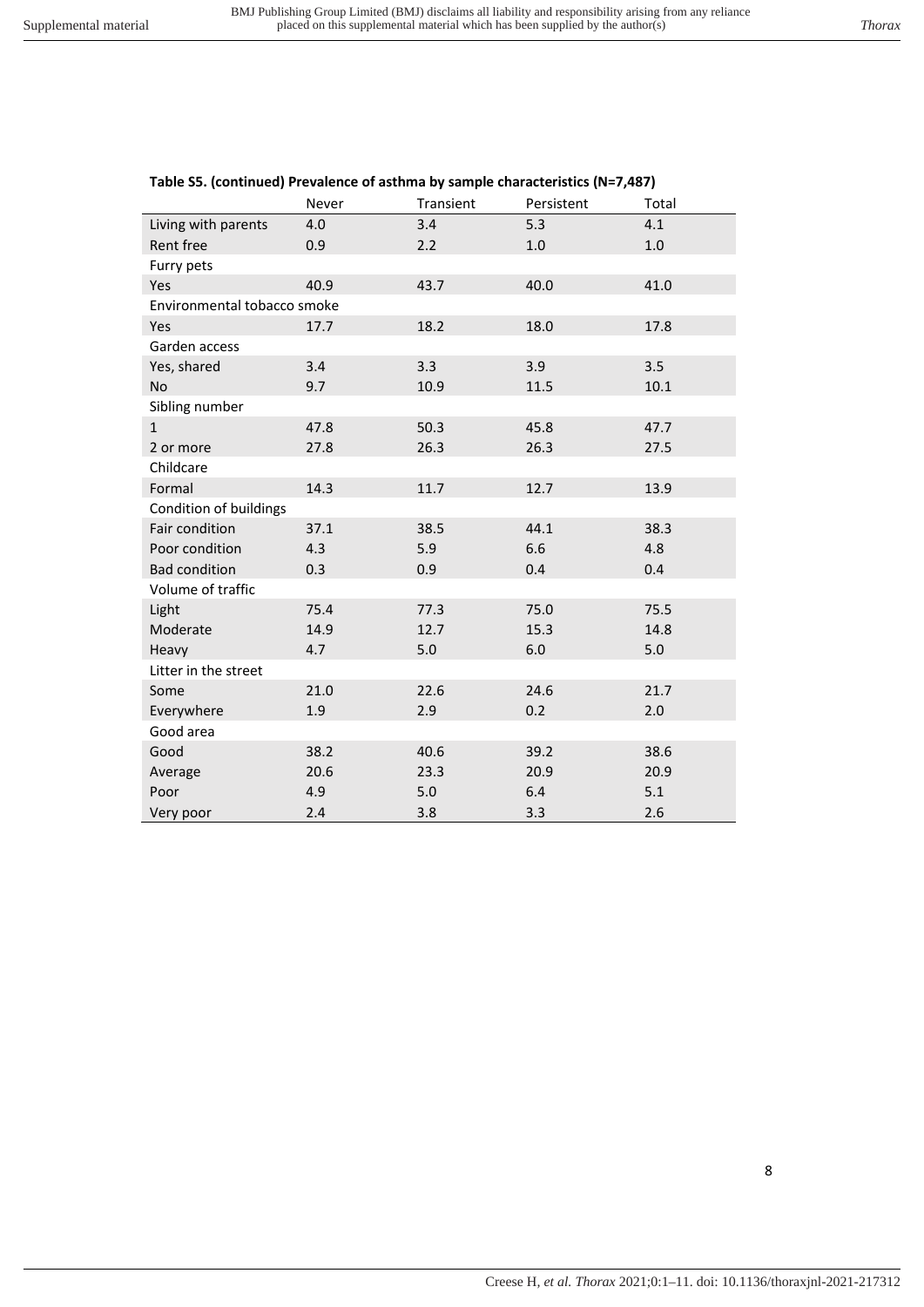**Table S5. (continued) Prevalence of asthma by sample characteristics (N=7,487)**

| | Never | Transient | Persistent | Total |
|---|---|---|---|---|
| Living with parents | 4.0 | 3.4 | 5.3 | 4.1 |
| Rent free | 0.9 | 2.2 | 1.0 | 1.0 |
| Furry pets | | | | |
| Yes | 40.9 | 43.7 | 40.0 | 41.0 |
| Environmental tobacco smoke | | | | |
| Yes | 17.7 | 18.2 | 18.0 | 17.8 |
| Garden access | | | | |
| Yes, shared | 3.4 | 3.3 | 3.9 | 3.5 |
| No | 9.7 | 10.9 | 11.5 | 10.1 |
| Sibling number | | | | |
| 1 | 47.8 | 50.3 | 45.8 | 47.7 |
| 2 or more | 27.8 | 26.3 | 26.3 | 27.5 |
| Childcare | | | | |
| Formal | 14.3 | 11.7 | 12.7 | 13.9 |
| Condition of buildings | | | | |
| Fair condition | 37.1 | 38.5 | 44.1 | 38.3 |
| Poor condition | 4.3 | 5.9 | 6.6 | 4.8 |
| Bad condition | 0.3 | 0.9 | 0.4 | 0.4 |
| Volume of traffic | | | | |
| Light | 75.4 | 77.3 | 75.0 | 75.5 |
| Moderate | 14.9 | 12.7 | 15.3 | 14.8 |
| Heavy | 4.7 | 5.0 | 6.0 | 5.0 |
| Litter in the street | | | | |
| Some | 21.0 | 22.6 | 24.6 | 21.7 |
| Everywhere | 1.9 | 2.9 | 0.2 | 2.0 |
| Good area | | | | |
| Good | 38.2 | 40.6 | 39.2 | 38.6 |
| Average | 20.6 | 23.3 | 20.9 | 20.9 |
| Poor | 4.9 | 5.0 | 6.4 | 5.1 |
| Very poor | 2.4 | 3.8 | 3.3 | 2.6 |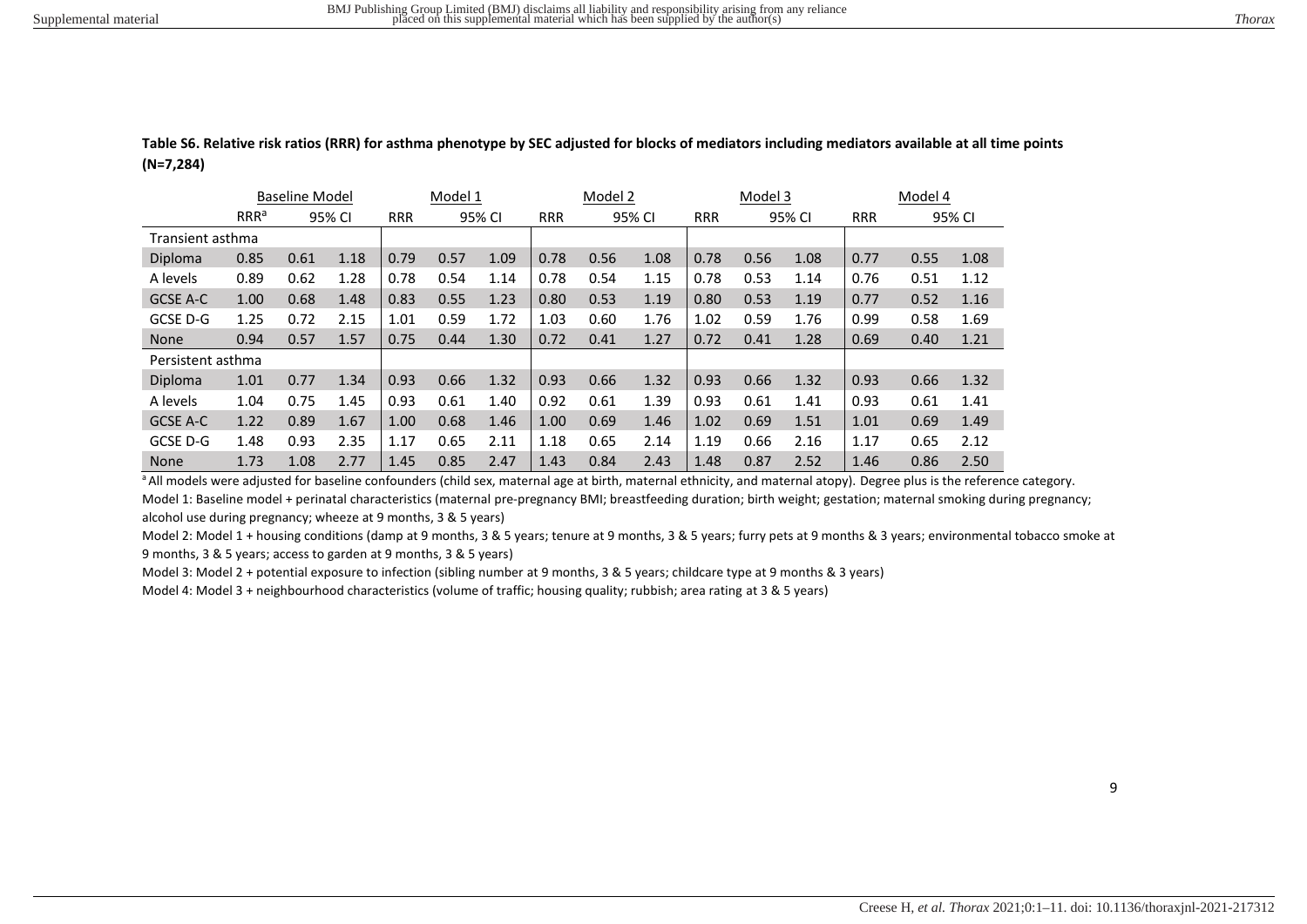**Table S6. Relative risk ratios (RRR) for asthma phenotype by SEC adjusted for blocks of mediators including mediators available at all time points (N=7,284)**

| | Baseline Model | | | Model 1 | | | Model 2 | | | Model 3 | | | Model 4 | | |
|---|---|---|---|---|---|---|---|---|---|---|---|---|---|---|---|
| | RRR[a] | 95% CI | | RRR | 95% CI | | RRR | 95% CI | | RRR | 95% CI | | RRR | 95% CI | |
| Transient asthma | | | | | | | | | | | | | | | |
| Diploma | 0.85 | 0.61 | 1.18 | 0.79 | 0.57 | 1.09 | 0.78 | 0.56 | 1.08 | 0.78 | 0.56 | 1.08 | 0.77 | 0.55 | 1.08 |
| A levels | 0.89 | 0.62 | 1.28 | 0.78 | 0.54 | 1.14 | 0.78 | 0.54 | 1.15 | 0.78 | 0.53 | 1.14 | 0.76 | 0.51 | 1.12 |
| GCSE A-C | 1.00 | 0.68 | 1.48 | 0.83 | 0.55 | 1.23 | 0.80 | 0.53 | 1.19 | 0.80 | 0.53 | 1.19 | 0.77 | 0.52 | 1.16 |
| GCSE D-G | 1.25 | 0.72 | 2.15 | 1.01 | 0.59 | 1.72 | 1.03 | 0.60 | 1.76 | 1.02 | 0.59 | 1.76 | 0.99 | 0.58 | 1.69 |
| None | 0.94 | 0.57 | 1.57 | 0.75 | 0.44 | 1.30 | 0.72 | 0.41 | 1.27 | 0.72 | 0.41 | 1.28 | 0.69 | 0.40 | 1.21 |
| Persistent asthma | | | | | | | | | | | | | | | |
| Diploma | 1.01 | 0.77 | 1.34 | 0.93 | 0.66 | 1.32 | 0.93 | 0.66 | 1.32 | 0.93 | 0.66 | 1.32 | 0.93 | 0.66 | 1.32 |
| A levels | 1.04 | 0.75 | 1.45 | 0.93 | 0.61 | 1.40 | 0.92 | 0.61 | 1.39 | 0.93 | 0.61 | 1.41 | 0.93 | 0.61 | 1.41 |
| GCSE A-C | 1.22 | 0.89 | 1.67 | 1.00 | 0.68 | 1.46 | 1.00 | 0.69 | 1.46 | 1.02 | 0.69 | 1.51 | 1.01 | 0.69 | 1.49 |
| GCSE D-G | 1.48 | 0.93 | 2.35 | 1.17 | 0.65 | 2.11 | 1.18 | 0.65 | 2.14 | 1.19 | 0.66 | 2.16 | 1.17 | 0.65 | 2.12 |
| None | 1.73 | 1.08 | 2.77 | 1.45 | 0.85 | 2.47 | 1.43 | 0.84 | 2.43 | 1.48 | 0.87 | 2.52 | 1.46 | 0.86 | 2.50 |

[a] All models were adjusted for baseline confounders (child sex, maternal age at birth, maternal ethnicity, and maternal atopy). Degree plus is the reference category.

Model 1: Baseline model + perinatal characteristics (maternal pre-pregnancy BMI; breastfeeding duration; birth weight; gestation; maternal smoking during pregnancy; alcohol use during pregnancy; wheeze at 9 months, 3 & 5 years)

Model 2: Model 1 + housing conditions (damp at 9 months, 3 & 5 years; tenure at 9 months, 3 & 5 years; furry pets at 9 months & 3 years; environmental tobacco smoke at 9 months, 3 & 5 years; access to garden at 9 months, 3 & 5 years)

Model 3: Model 2 + potential exposure to infection (sibling number at 9 months, 3 & 5 years; childcare type at 9 months & 3 years)

Model 4: Model 3 + neighbourhood characteristics (volume of traffic; housing quality; rubbish; area rating at 3 & 5 years)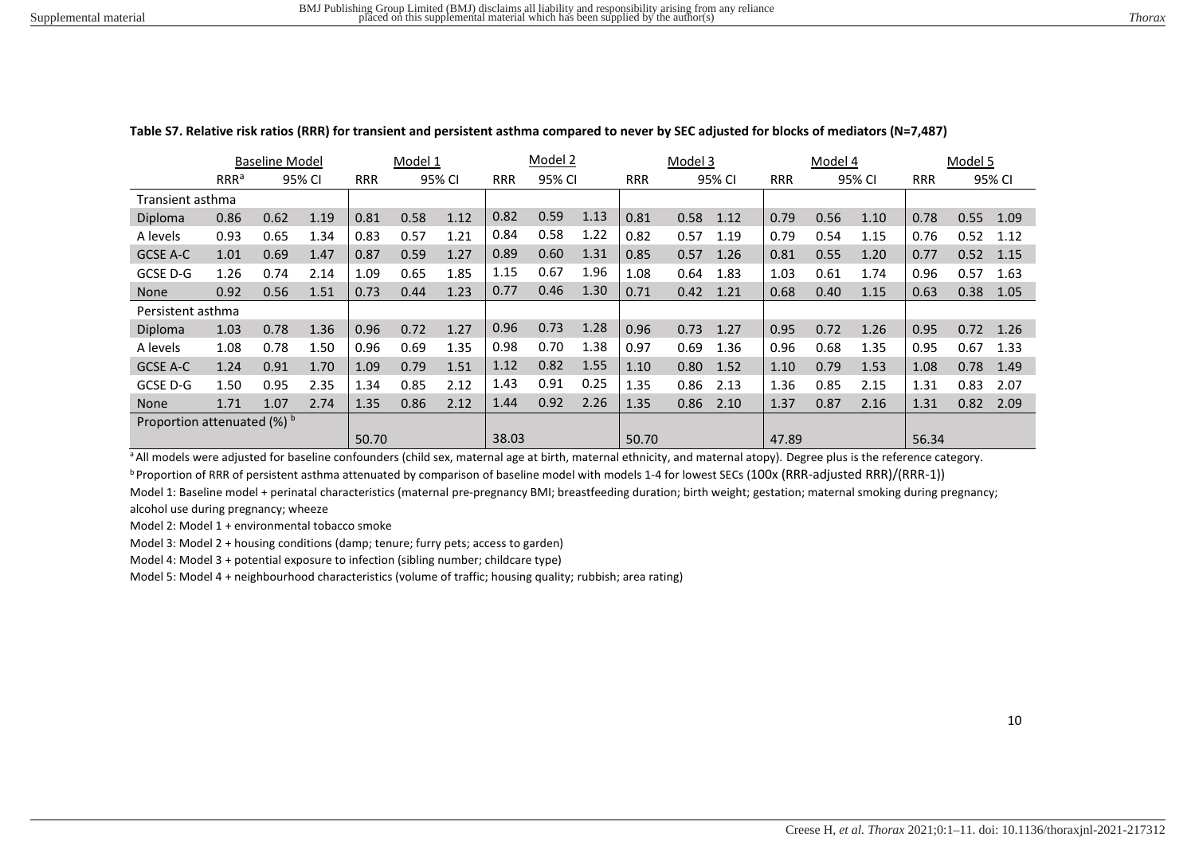**Table S7. Relative risk ratios (RRR) for transient and persistent asthma compared to never by SEC adjusted for blocks of mediators (N=7,487)**

| | Baseline Model | | | Model 1 | | | Model 2 | | | Model 3 | | | Model 4 | | | Model 5 | | |
|---|---|---|---|---|---|---|---|---|---|---|---|---|---|---|---|---|---|---|
| | RRR[a] | 95% CI | | RRR | 95% CI | | RRR | 95% CI | | RRR | 95% CI | | RRR | 95% CI | | RRR | 95% CI | |
| Transient asthma | | | | | | | | | | | | | | | | | | |
| Diploma | 0.86 | 0.62 | 1.19 | 0.81 | 0.58 | 1.12 | 0.82 | 0.59 | 1.13 | 0.81 | 0.58 | 1.12 | 0.79 | 0.56 | 1.10 | 0.78 | 0.55 | 1.09 |
| A levels | 0.93 | 0.65 | 1.34 | 0.83 | 0.57 | 1.21 | 0.84 | 0.58 | 1.22 | 0.82 | 0.57 | 1.19 | 0.79 | 0.54 | 1.15 | 0.76 | 0.52 | 1.12 |
| GCSE A-C | 1.01 | 0.69 | 1.47 | 0.87 | 0.59 | 1.27 | 0.89 | 0.60 | 1.31 | 0.85 | 0.57 | 1.26 | 0.81 | 0.55 | 1.20 | 0.77 | 0.52 | 1.15 |
| GCSE D-G | 1.26 | 0.74 | 2.14 | 1.09 | 0.65 | 1.85 | 1.15 | 0.67 | 1.96 | 1.08 | 0.64 | 1.83 | 1.03 | 0.61 | 1.74 | 0.96 | 0.57 | 1.63 |
| None | 0.92 | 0.56 | 1.51 | 0.73 | 0.44 | 1.23 | 0.77 | 0.46 | 1.30 | 0.71 | 0.42 | 1.21 | 0.68 | 0.40 | 1.15 | 0.63 | 0.38 | 1.05 |
| Persistent asthma | | | | | | | | | | | | | | | | | | |
| Diploma | 1.03 | 0.78 | 1.36 | 0.96 | 0.72 | 1.27 | 0.96 | 0.73 | 1.28 | 0.96 | 0.73 | 1.27 | 0.95 | 0.72 | 1.26 | 0.95 | 0.72 | 1.26 |
| A levels | 1.08 | 0.78 | 1.50 | 0.96 | 0.69 | 1.35 | 0.98 | 0.70 | 1.38 | 0.97 | 0.69 | 1.36 | 0.96 | 0.68 | 1.35 | 0.95 | 0.67 | 1.33 |
| GCSE A-C | 1.24 | 0.91 | 1.70 | 1.09 | 0.79 | 1.51 | 1.12 | 0.82 | 1.55 | 1.10 | 0.80 | 1.52 | 1.10 | 0.79 | 1.53 | 1.08 | 0.78 | 1.49 |
| GCSE D-G | 1.50 | 0.95 | 2.35 | 1.34 | 0.85 | 2.12 | 1.43 | 0.91 | 0.25 | 1.35 | 0.86 | 2.13 | 1.36 | 0.85 | 2.15 | 1.31 | 0.83 | 2.07 |
| None | 1.71 | 1.07 | 2.74 | 1.35 | 0.86 | 2.12 | 1.44 | 0.92 | 2.26 | 1.35 | 0.86 | 2.10 | 1.37 | 0.87 | 2.16 | 1.31 | 0.82 | 2.09 |
| Proportion attenuated (%) [b] | | | | | | | | | | | | | | | | | | |
| | | | | 50.70 | | | 38.03 | | | 50.70 | | | 47.89 | | | 56.34 | | |

[a] All models were adjusted for baseline confounders (child sex, maternal age at birth, maternal ethnicity, and maternal atopy). Degree plus is the reference category.

[b] Proportion of RRR of persistent asthma attenuated by comparison of baseline model with models 1-4 for lowest SECs (100x (RRR-adjusted RRR)/(RRR-1))

Model 1: Baseline model + perinatal characteristics (maternal pre-pregnancy BMI; breastfeeding duration; birth weight; gestation; maternal smoking during pregnancy; alcohol use during pregnancy; wheeze

Model 2: Model 1 + environmental tobacco smoke

Model 3: Model 2 + housing conditions (damp; tenure; furry pets; access to garden)

Model 4: Model 3 + potential exposure to infection (sibling number; childcare type)

Model 5: Model 4 + neighbourhood characteristics (volume of traffic; housing quality; rubbish; area rating)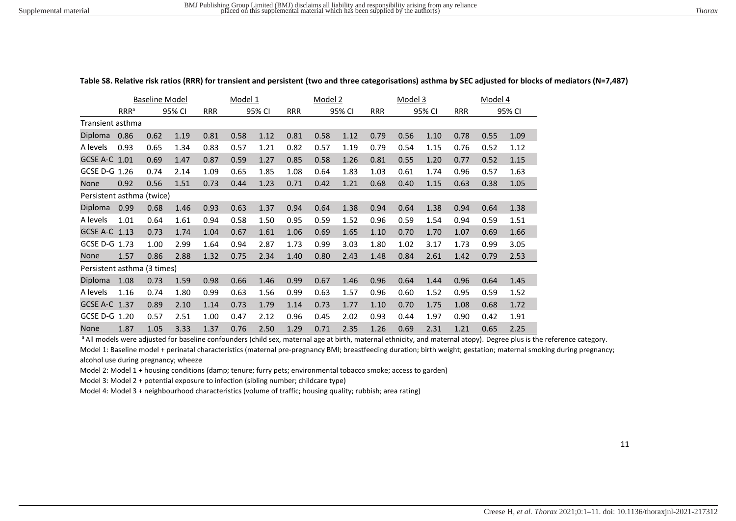**Table S8. Relative risk ratios (RRR) for transient and persistent (two and three categorisations) asthma by SEC adjusted for blocks of mediators (N=7,487)**

| | Baseline Model | | | Model 1 | | | Model 2 | | | Model 3 | | | Model 4 | | |
|---|---|---|---|---|---|---|---|---|---|---|---|---|---|---|---|
| | RRR[a] | 95% CI | | RRR | 95% CI | | RRR | 95% CI | | RRR | 95% CI | | RRR | 95% CI | |
| **Transient asthma** | | | | | | | | | | | | | | | |
| Diploma | 0.86 | 0.62 | 1.19 | 0.81 | 0.58 | 1.12 | 0.81 | 0.58 | 1.12 | 0.79 | 0.56 | 1.10 | 0.78 | 0.55 | 1.09 |
| A levels | 0.93 | 0.65 | 1.34 | 0.83 | 0.57 | 1.21 | 0.82 | 0.57 | 1.19 | 0.79 | 0.54 | 1.15 | 0.76 | 0.52 | 1.12 |
| GCSE A-C | 1.01 | 0.69 | 1.47 | 0.87 | 0.59 | 1.27 | 0.85 | 0.58 | 1.26 | 0.81 | 0.55 | 1.20 | 0.77 | 0.52 | 1.15 |
| GCSE D-G | 1.26 | 0.74 | 2.14 | 1.09 | 0.65 | 1.85 | 1.08 | 0.64 | 1.83 | 1.03 | 0.61 | 1.74 | 0.96 | 0.57 | 1.63 |
| None | 0.92 | 0.56 | 1.51 | 0.73 | 0.44 | 1.23 | 0.71 | 0.42 | 1.21 | 0.68 | 0.40 | 1.15 | 0.63 | 0.38 | 1.05 |
| **Persistent asthma (twice)** | | | | | | | | | | | | | | | |
| Diploma | 0.99 | 0.68 | 1.46 | 0.93 | 0.63 | 1.37 | 0.94 | 0.64 | 1.38 | 0.94 | 0.64 | 1.38 | 0.94 | 0.64 | 1.38 |
| A levels | 1.01 | 0.64 | 1.61 | 0.94 | 0.58 | 1.50 | 0.95 | 0.59 | 1.52 | 0.96 | 0.59 | 1.54 | 0.94 | 0.59 | 1.51 |
| GCSE A-C | 1.13 | 0.73 | 1.74 | 1.04 | 0.67 | 1.61 | 1.06 | 0.69 | 1.65 | 1.10 | 0.70 | 1.70 | 1.07 | 0.69 | 1.66 |
| GCSE D-G | 1.73 | 1.00 | 2.99 | 1.64 | 0.94 | 2.87 | 1.73 | 0.99 | 3.03 | 1.80 | 1.02 | 3.17 | 1.73 | 0.99 | 3.05 |
| None | 1.57 | 0.86 | 2.88 | 1.32 | 0.75 | 2.34 | 1.40 | 0.80 | 2.43 | 1.48 | 0.84 | 2.61 | 1.42 | 0.79 | 2.53 |
| **Persistent asthma (3 times)** | | | | | | | | | | | | | | | |
| Diploma | 1.08 | 0.73 | 1.59 | 0.98 | 0.66 | 1.46 | 0.99 | 0.67 | 1.46 | 0.96 | 0.64 | 1.44 | 0.96 | 0.64 | 1.45 |
| A levels | 1.16 | 0.74 | 1.80 | 0.99 | 0.63 | 1.56 | 0.99 | 0.63 | 1.57 | 0.96 | 0.60 | 1.52 | 0.95 | 0.59 | 1.52 |
| GCSE A-C | 1.37 | 0.89 | 2.10 | 1.14 | 0.73 | 1.79 | 1.14 | 0.73 | 1.77 | 1.10 | 0.70 | 1.75 | 1.08 | 0.68 | 1.72 |
| GCSE D-G | 1.20 | 0.57 | 2.51 | 1.00 | 0.47 | 2.12 | 0.96 | 0.45 | 2.02 | 0.93 | 0.44 | 1.97 | 0.90 | 0.42 | 1.91 |
| None | 1.87 | 1.05 | 3.33 | 1.37 | 0.76 | 2.50 | 1.29 | 0.71 | 2.35 | 1.26 | 0.69 | 2.31 | 1.21 | 0.65 | 2.25 |

[a] All models were adjusted for baseline confounders (child sex, maternal age at birth, maternal ethnicity, and maternal atopy). Degree plus is the reference category.

Model 1: Baseline model + perinatal characteristics (maternal pre-pregnancy BMI; breastfeeding duration; birth weight; gestation; maternal smoking during pregnancy; alcohol use during pregnancy; wheeze

Model 2: Model 1 + housing conditions (damp; tenure; furry pets; environmental tobacco smoke; access to garden)

Model 3: Model 2 + potential exposure to infection (sibling number; childcare type)

Model 4: Model 3 + neighbourhood characteristics (volume of traffic; housing quality; rubbish; area rating)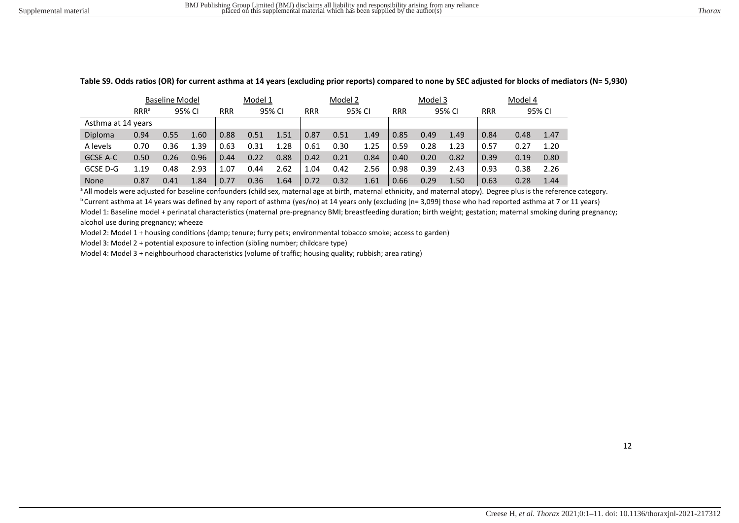**Table S9. Odds ratios (OR) for current asthma at 14 years (excluding prior reports) compared to none by SEC adjusted for blocks of mediators (N= 5,930)**

| | Baseline Model | | | Model 1 | | | Model 2 | | | Model 3 | | | Model 4 | | |
|---|---|---|---|---|---|---|---|---|---|---|---|---|---|---|---|
| | RRR[a] | 95% CI | | RRR | 95% CI | | RRR | 95% CI | | RRR | 95% CI | | RRR | 95% CI | |
| Asthma at 14 years | | | | | | | | | | | | | | | |
| Diploma | 0.94 | 0.55 | 1.60 | 0.88 | 0.51 | 1.51 | 0.87 | 0.51 | 1.49 | 0.85 | 0.49 | 1.49 | 0.84 | 0.48 | 1.47 |
| A levels | 0.70 | 0.36 | 1.39 | 0.63 | 0.31 | 1.28 | 0.61 | 0.30 | 1.25 | 0.59 | 0.28 | 1.23 | 0.57 | 0.27 | 1.20 |
| GCSE A-C | 0.50 | 0.26 | 0.96 | 0.44 | 0.22 | 0.88 | 0.42 | 0.21 | 0.84 | 0.40 | 0.20 | 0.82 | 0.39 | 0.19 | 0.80 |
| GCSE D-G | 1.19 | 0.48 | 2.93 | 1.07 | 0.44 | 2.62 | 1.04 | 0.42 | 2.56 | 0.98 | 0.39 | 2.43 | 0.93 | 0.38 | 2.26 |
| None | 0.87 | 0.41 | 1.84 | 0.77 | 0.36 | 1.64 | 0.72 | 0.32 | 1.61 | 0.66 | 0.29 | 1.50 | 0.63 | 0.28 | 1.44 |

[a] All models were adjusted for baseline confounders (child sex, maternal age at birth, maternal ethnicity, and maternal atopy). Degree plus is the reference category.

[b] Current asthma at 14 years was defined by any report of asthma (yes/no) at 14 years only (excluding [n= 3,099] those who had reported asthma at 7 or 11 years)

Model 1: Baseline model + perinatal characteristics (maternal pre-pregnancy BMI; breastfeeding duration; birth weight; gestation; maternal smoking during pregnancy; alcohol use during pregnancy; wheeze

Model 2: Model 1 + housing conditions (damp; tenure; furry pets; environmental tobacco smoke; access to garden)

Model 3: Model 2 + potential exposure to infection (sibling number; childcare type)

Model 4: Model 3 + neighbourhood characteristics (volume of traffic; housing quality; rubbish; area rating)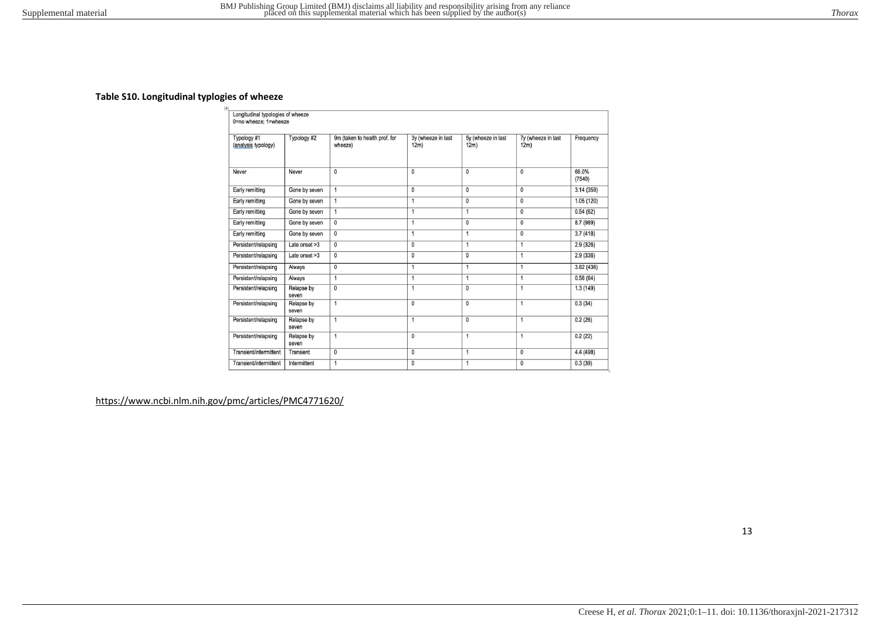### Table S10. Longitudinal typlogies of wheeze

Longitudinal typologies of wheeze
0=no wheeze; 1=wheeze

| Typology #1 (analysis typology) | Typology #2 | 9m (taken to health prof. for wheeze) | 3y (wheeze in last 12m) | 5y (wheeze in last 12m) | 7y (wheeze in last 12m) | Frequency |
|---|---|---|---|---|---|---|
| Never | Never | 0 | 0 | 0 | 0 | 66.0% (7540) |
| Early remitting | Gone by seven | 1 | 0 | 0 | 0 | 3.14 (359) |
| Early remitting | Gone by seven | 1 | 1 | 0 | 0 | 1.05 (120) |
| Early remitting | Gone by seven | 1 | 1 | 1 | 0 | 0.54 (62) |
| Early remitting | Gone by seven | 0 | 1 | 0 | 0 | 8.7 (989) |
| Early remitting | Gone by seven | 0 | 1 | 1 | 0 | 3.7 (418) |
| Persistent/relapsing | Late onset >3 | 0 | 0 | 1 | 1 | 2.9 (326) |
| Persistent/relapsing | Late onset >3 | 0 | 0 | 0 | 1 | 2.9 (336) |
| Persistent/relapsing | Always | 0 | 1 | 1 | 1 | 3.82 (436) |
| Persistent/relapsing | Always | 1 | 1 | 1 | 1 | 0.56 (64) |
| Persistent/relapsing | Relapse by seven | 0 | 1 | 0 | 1 | 1.3 (149) |
| Persistent/relapsing | Relapse by seven | 1 | 0 | 0 | 1 | 0.3 (34) |
| Persistent/relapsing | Relapse by seven | 1 | 1 | 0 | 1 | 0.2 (26) |
| Persistent/relapsing | Relapse by seven | 1 | 0 | 1 | 1 | 0.2 (22) |
| Transient/intermittent | Transient | 0 | 0 | 1 | 0 | 4.4 (498) |
| Transient/intermittent | Intermittent | 1 | 0 | 1 | 0 | 0.3 (39) |

https://www.ncbi.nlm.nih.gov/pmc/articles/PMC4771620/